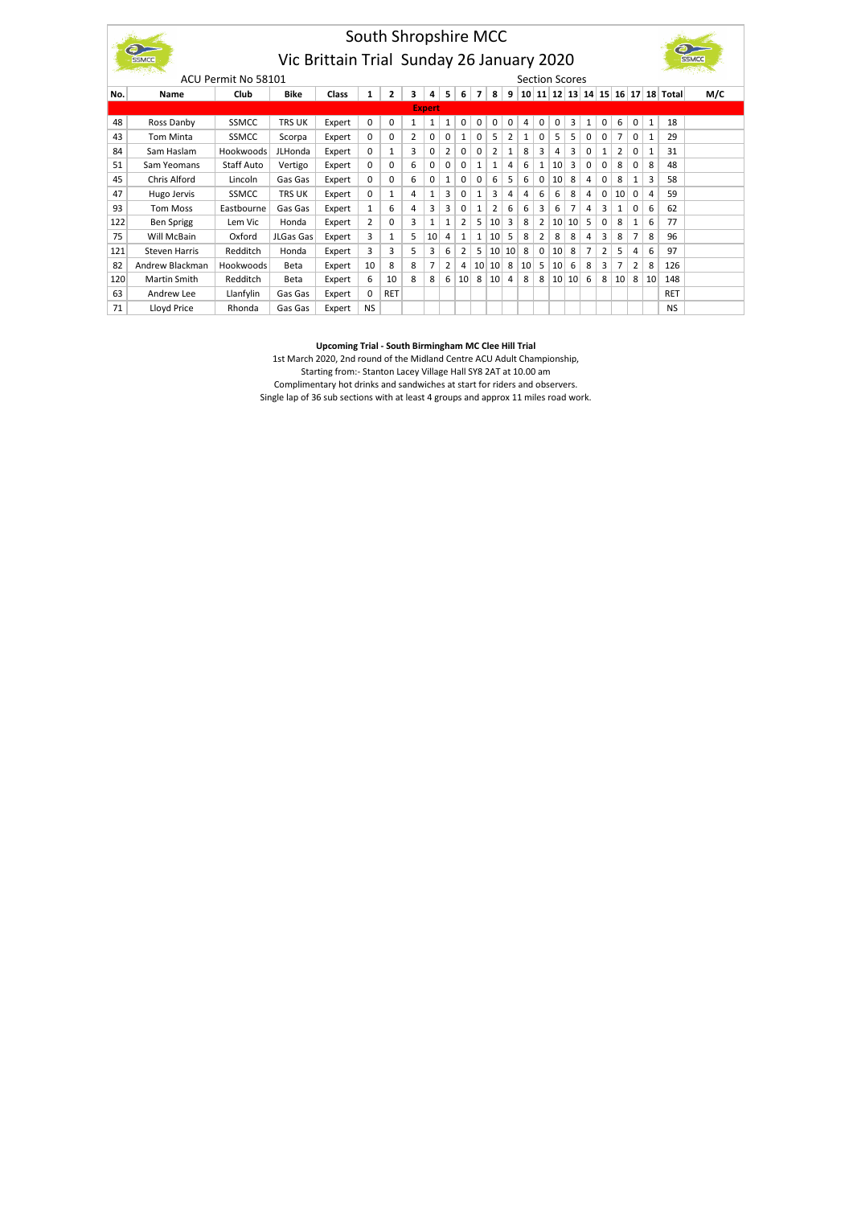# South Shropshire MCC

## Vic Brittain Trial Sunday 26 January 2020

ACU Permit No 58101

Section Scores

| No. | Name | Club | Bike | Class | 1 | 2 | 3 | 4 | 5 | 6 | 7 | 8 | 9 | 10 | 11 | 12 | 13 | 14 | 15 | 16 | 17 | 18 | Total | M/C |
|---|---|---|---|---|---|---|---|---|---|---|---|---|---|---|---|---|---|---|---|---|---|---|---|---|
| | | | | | | | | **Expert** | | | | | | | | | | | | | | | | |
| 48 | Ross Danby | SSMCC | TRS UK | Expert | 0 | 0 | 1 | 1 | 1 | 0 | 0 | 0 | 0 | 4 | 0 | 0 | 3 | 1 | 0 | 6 | 0 | 1 | 18 | |
| 43 | Tom Minta | SSMCC | Scorpa | Expert | 0 | 0 | 2 | 0 | 0 | 1 | 0 | 5 | 2 | 1 | 0 | 5 | 5 | 0 | 0 | 7 | 0 | 1 | 29 | |
| 84 | Sam Haslam | Hookwoods | JLHonda | Expert | 0 | 1 | 3 | 0 | 2 | 0 | 0 | 2 | 1 | 8 | 3 | 4 | 3 | 0 | 1 | 2 | 0 | 1 | 31 | |
| 51 | Sam Yeomans | Staff Auto | Vertigo | Expert | 0 | 0 | 6 | 0 | 0 | 0 | 1 | 1 | 4 | 6 | 1 | 10 | 3 | 0 | 0 | 8 | 0 | 8 | 48 | |
| 45 | Chris Alford | Lincoln | Gas Gas | Expert | 0 | 0 | 6 | 0 | 1 | 0 | 0 | 6 | 5 | 6 | 0 | 10 | 8 | 4 | 0 | 8 | 1 | 3 | 58 | |
| 47 | Hugo Jervis | SSMCC | TRS UK | Expert | 0 | 1 | 4 | 1 | 3 | 0 | 1 | 3 | 4 | 4 | 6 | 6 | 8 | 4 | 0 | 10 | 0 | 4 | 59 | |
| 93 | Tom Moss | Eastbourne | Gas Gas | Expert | 1 | 6 | 4 | 3 | 3 | 0 | 1 | 2 | 6 | 6 | 3 | 6 | 7 | 4 | 3 | 1 | 0 | 6 | 62 | |
| 122 | Ben Sprigg | Lem Vic | Honda | Expert | 2 | 0 | 3 | 1 | 1 | 2 | 5 | 10 | 3 | 8 | 2 | 10 | 10 | 5 | 0 | 8 | 1 | 6 | 77 | |
| 75 | Will McBain | Oxford | JLGas Gas | Expert | 3 | 1 | 5 | 10 | 4 | 1 | 1 | 10 | 5 | 8 | 2 | 8 | 8 | 4 | 3 | 8 | 7 | 8 | 96 | |
| 121 | Steven Harris | Redditch | Honda | Expert | 3 | 3 | 5 | 3 | 6 | 2 | 5 | 10 | 10 | 8 | 0 | 10 | 8 | 7 | 2 | 5 | 4 | 6 | 97 | |
| 82 | Andrew Blackman | Hookwoods | Beta | Expert | 10 | 8 | 8 | 7 | 2 | 4 | 10 | 10 | 8 | 10 | 5 | 10 | 6 | 8 | 3 | 7 | 2 | 8 | 126 | |
| 120 | Martin Smith | Redditch | Beta | Expert | 6 | 10 | 8 | 8 | 6 | 10 | 8 | 10 | 4 | 8 | 8 | 10 | 10 | 6 | 8 | 10 | 8 | 10 | 148 | |
| 63 | Andrew Lee | Llanfylin | Gas Gas | Expert | 0 | RET | | | | | | | | | | | | | | | | | RET | |
| 71 | Lloyd Price | Rhonda | Gas Gas | Expert | NS | | | | | | | | | | | | | | | | | | NS | |

**Upcoming Trial - South Birmingham MC Clee Hill Trial**

1st March 2020, 2nd round of the Midland Centre ACU Adult Championship,
Starting from:- Stanton Lacey Village Hall SY8 2AT at 10.00 am
Complimentary hot drinks and sandwiches at start for riders and observers.
Single lap of 36 sub sections with at least 4 groups and approx 11 miles road work.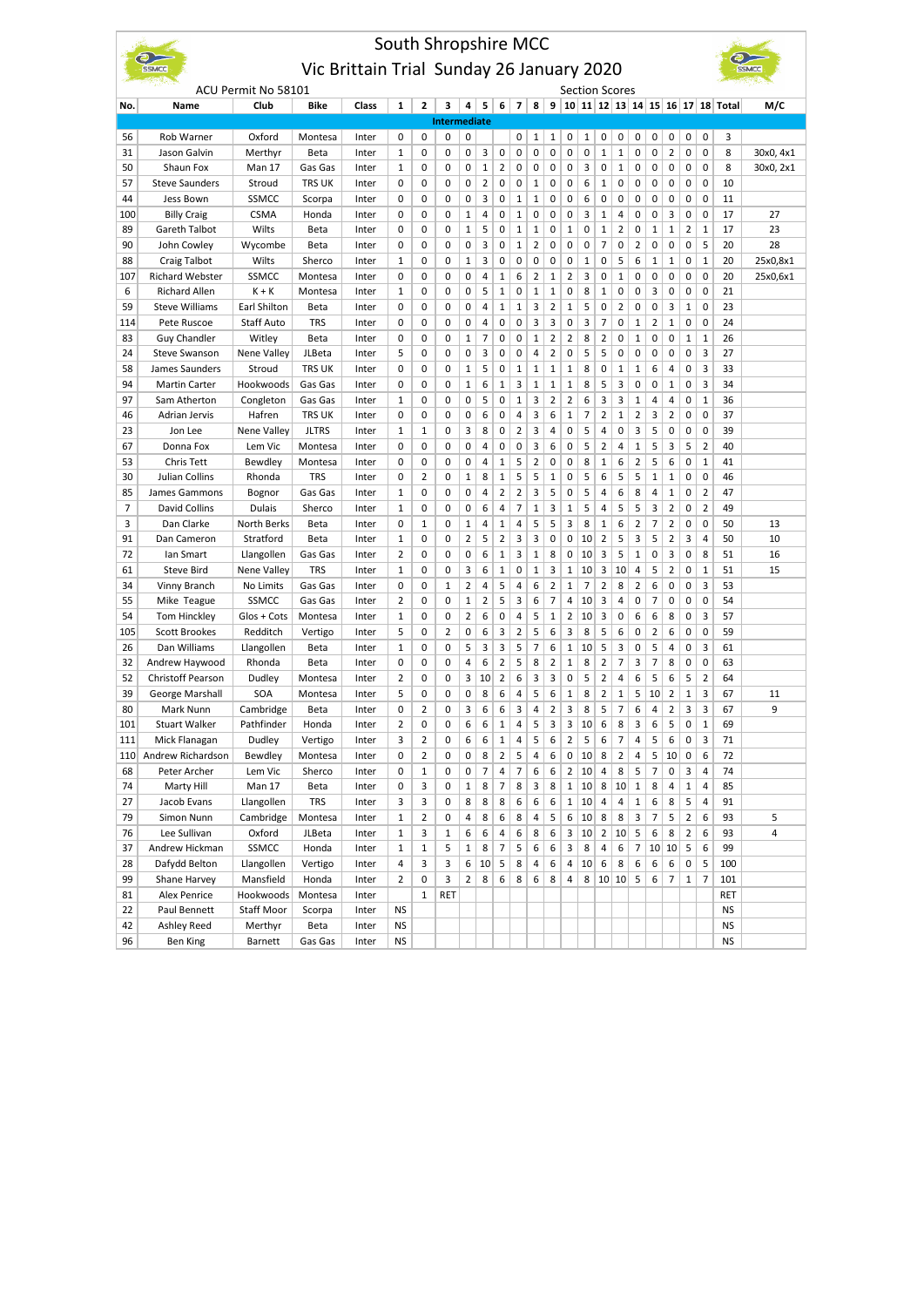# South Shropshire MCC

## Vic Brittain Trial Sunday 26 January 2020

ACU Permit No 58101

| No. | Name | Club | Bike | Class | 1 | 2 | 3 | 4 | 5 | 6 | 7 | 8 | 9 | 10 | 11 | 12 | 13 | 14 | 15 | 16 | 17 | 18 | Total | M/C |
|---|---|---|---|---|---|---|---|---|---|---|---|---|---|---|---|---|---|---|---|---|---|---|---|---|
| | | | | | | | **Intermediate** | | | | | | | | | | | | | | | | | |
| 56 | Rob Warner | Oxford | Montesa | Inter | 0 | 0 | 0 | 0 | | | 0 | 1 | 1 | 0 | 1 | 0 | 0 | 0 | 0 | 0 | 0 | 0 | 3 | |
| 31 | Jason Galvin | Merthyr | Beta | Inter | 1 | 0 | 0 | 0 | 3 | 0 | 0 | 0 | 0 | 0 | 0 | 1 | 1 | 0 | 0 | 2 | 0 | 0 | 8 | 30x0, 4x1 |
| 50 | Shaun Fox | Man 17 | Gas Gas | Inter | 1 | 0 | 0 | 0 | 1 | 2 | 0 | 0 | 0 | 0 | 3 | 0 | 1 | 0 | 0 | 0 | 0 | 0 | 8 | 30x0, 2x1 |
| 57 | Steve Saunders | Stroud | TRS UK | Inter | 0 | 0 | 0 | 0 | 2 | 0 | 0 | 1 | 0 | 0 | 6 | 1 | 0 | 0 | 0 | 0 | 0 | 0 | 10 | |
| 44 | Jess Bown | SSMCC | Scorpa | Inter | 0 | 0 | 0 | 0 | 3 | 0 | 1 | 1 | 0 | 0 | 6 | 0 | 0 | 0 | 0 | 0 | 0 | 0 | 11 | |
| 100 | Billy Craig | CSMA | Honda | Inter | 0 | 0 | 0 | 1 | 4 | 0 | 1 | 0 | 0 | 0 | 3 | 1 | 4 | 0 | 0 | 3 | 0 | 0 | 17 | 27 |
| 89 | Gareth Talbot | Wilts | Beta | Inter | 0 | 0 | 0 | 1 | 5 | 0 | 1 | 1 | 0 | 1 | 0 | 1 | 2 | 0 | 1 | 1 | 2 | 1 | 17 | 23 |
| 90 | John Cowley | Wycombe | Beta | Inter | 0 | 0 | 0 | 0 | 3 | 0 | 1 | 2 | 0 | 0 | 0 | 7 | 0 | 2 | 0 | 0 | 0 | 5 | 20 | 28 |
| 88 | Craig Talbot | Wilts | Sherco | Inter | 1 | 0 | 0 | 1 | 3 | 0 | 0 | 0 | 0 | 0 | 1 | 0 | 5 | 6 | 1 | 1 | 0 | 1 | 20 | 25x0,8x1 |
| 107 | Richard Webster | SSMCC | Montesa | Inter | 0 | 0 | 0 | 0 | 4 | 1 | 6 | 2 | 1 | 2 | 3 | 0 | 1 | 0 | 0 | 0 | 0 | 0 | 20 | 25x0,6x1 |
| 6 | Richard Allen | K + K | Montesa | Inter | 1 | 0 | 0 | 0 | 5 | 1 | 0 | 1 | 1 | 0 | 8 | 1 | 0 | 0 | 3 | 0 | 0 | 0 | 21 | |
| 59 | Steve Williams | Earl Shilton | Beta | Inter | 0 | 0 | 0 | 0 | 4 | 1 | 1 | 3 | 2 | 1 | 5 | 0 | 2 | 0 | 0 | 3 | 1 | 0 | 23 | |
| 114 | Pete Ruscoe | Staff Auto | TRS | Inter | 0 | 0 | 0 | 0 | 4 | 0 | 0 | 3 | 3 | 0 | 3 | 7 | 0 | 1 | 2 | 1 | 0 | 0 | 24 | |
| 83 | Guy Chandler | Witley | Beta | Inter | 0 | 0 | 0 | 1 | 7 | 0 | 0 | 1 | 2 | 2 | 8 | 2 | 0 | 1 | 0 | 0 | 1 | 1 | 26 | |
| 24 | Steve Swanson | Nene Valley | JLBeta | Inter | 5 | 0 | 0 | 0 | 3 | 0 | 0 | 4 | 2 | 0 | 5 | 5 | 0 | 0 | 0 | 0 | 0 | 3 | 27 | |
| 58 | James Saunders | Stroud | TRS UK | Inter | 0 | 0 | 0 | 1 | 5 | 0 | 1 | 1 | 1 | 1 | 8 | 0 | 1 | 1 | 6 | 4 | 0 | 3 | 33 | |
| 94 | Martin Carter | Hookwoods | Gas Gas | Inter | 0 | 0 | 0 | 1 | 6 | 1 | 3 | 1 | 1 | 1 | 8 | 5 | 3 | 0 | 0 | 1 | 0 | 3 | 34 | |
| 97 | Sam Atherton | Congleton | Gas Gas | Inter | 1 | 0 | 0 | 0 | 5 | 0 | 1 | 3 | 2 | 2 | 6 | 3 | 3 | 1 | 4 | 4 | 0 | 1 | 36 | |
| 46 | Adrian Jervis | Hafren | TRS UK | Inter | 0 | 0 | 0 | 0 | 6 | 0 | 4 | 3 | 6 | 1 | 7 | 2 | 1 | 2 | 3 | 2 | 0 | 0 | 37 | |
| 23 | Jon Lee | Nene Valley | JLTRS | Inter | 1 | 1 | 0 | 3 | 8 | 0 | 2 | 3 | 4 | 0 | 5 | 4 | 0 | 3 | 5 | 0 | 0 | 0 | 39 | |
| 67 | Donna Fox | Lem Vic | Montesa | Inter | 0 | 0 | 0 | 0 | 4 | 0 | 0 | 3 | 6 | 0 | 5 | 2 | 4 | 1 | 5 | 3 | 5 | 2 | 40 | |
| 53 | Chris Tett | Bewdley | Montesa | Inter | 0 | 0 | 0 | 0 | 4 | 1 | 5 | 2 | 0 | 0 | 8 | 1 | 6 | 2 | 5 | 6 | 0 | 1 | 41 | |
| 30 | Julian Collins | Rhonda | TRS | Inter | 0 | 2 | 0 | 1 | 8 | 1 | 5 | 5 | 1 | 0 | 5 | 6 | 5 | 5 | 1 | 1 | 0 | 0 | 46 | |
| 85 | James Gammons | Bognor | Gas Gas | Inter | 1 | 0 | 0 | 0 | 4 | 2 | 2 | 3 | 5 | 0 | 5 | 4 | 6 | 8 | 4 | 1 | 0 | 2 | 47 | |
| 7 | David Collins | Dulais | Sherco | Inter | 1 | 0 | 0 | 0 | 6 | 4 | 7 | 1 | 3 | 1 | 5 | 4 | 5 | 5 | 3 | 2 | 0 | 2 | 49 | |
| 3 | Dan Clarke | North Berks | Beta | Inter | 0 | 1 | 0 | 1 | 4 | 1 | 4 | 5 | 5 | 3 | 8 | 1 | 6 | 2 | 7 | 2 | 0 | 0 | 50 | 13 |
| 91 | Dan Cameron | Stratford | Beta | Inter | 1 | 0 | 0 | 2 | 5 | 2 | 3 | 3 | 0 | 0 | 10 | 2 | 5 | 3 | 5 | 2 | 3 | 4 | 50 | 10 |
| 72 | Ian Smart | Llangollen | Gas Gas | Inter | 2 | 0 | 0 | 0 | 6 | 1 | 3 | 1 | 8 | 0 | 10 | 3 | 5 | 1 | 0 | 3 | 0 | 8 | 51 | 16 |
| 61 | Steve Bird | Nene Valley | TRS | Inter | 1 | 0 | 0 | 3 | 6 | 1 | 0 | 1 | 3 | 1 | 10 | 3 | 10 | 4 | 5 | 2 | 0 | 1 | 51 | 15 |
| 34 | Vinny Branch | No Limits | Gas Gas | Inter | 0 | 0 | 1 | 2 | 4 | 5 | 4 | 6 | 2 | 1 | 7 | 2 | 8 | 2 | 6 | 0 | 0 | 3 | 53 | |
| 55 | Mike Teague | SSMCC | Gas Gas | Inter | 2 | 0 | 0 | 1 | 2 | 5 | 3 | 6 | 7 | 4 | 10 | 3 | 4 | 0 | 7 | 0 | 0 | 0 | 54 | |
| 54 | Tom Hinckley | Glos + Cots | Montesa | Inter | 1 | 0 | 0 | 2 | 6 | 0 | 4 | 5 | 1 | 2 | 10 | 3 | 0 | 6 | 6 | 8 | 0 | 3 | 57 | |
| 105 | Scott Brookes | Redditch | Vertigo | Inter | 5 | 0 | 2 | 0 | 6 | 3 | 2 | 5 | 6 | 3 | 8 | 5 | 6 | 0 | 2 | 6 | 0 | 0 | 59 | |
| 26 | Dan Williams | Llangollen | Beta | Inter | 1 | 0 | 0 | 5 | 3 | 3 | 5 | 7 | 6 | 1 | 10 | 5 | 3 | 0 | 5 | 4 | 0 | 3 | 61 | |
| 32 | Andrew Haywood | Rhonda | Beta | Inter | 0 | 0 | 0 | 4 | 6 | 2 | 5 | 8 | 2 | 1 | 8 | 2 | 7 | 3 | 7 | 8 | 0 | 0 | 63 | |
| 52 | Christoff Pearson | Dudley | Montesa | Inter | 2 | 0 | 0 | 3 | 10 | 2 | 6 | 3 | 3 | 0 | 5 | 2 | 4 | 6 | 5 | 6 | 5 | 2 | 64 | |
| 39 | George Marshall | SOA | Montesa | Inter | 5 | 0 | 0 | 0 | 8 | 6 | 4 | 5 | 6 | 1 | 8 | 2 | 1 | 5 | 10 | 2 | 1 | 3 | 67 | 11 |
| 80 | Mark Nunn | Cambridge | Beta | Inter | 0 | 2 | 0 | 3 | 6 | 6 | 3 | 4 | 2 | 3 | 8 | 5 | 7 | 6 | 4 | 2 | 3 | 3 | 67 | 9 |
| 101 | Stuart Walker | Pathfinder | Honda | Inter | 2 | 0 | 0 | 6 | 6 | 1 | 4 | 5 | 3 | 3 | 10 | 6 | 8 | 3 | 6 | 5 | 0 | 1 | 69 | |
| 111 | Mick Flanagan | Dudley | Vertigo | Inter | 3 | 2 | 0 | 6 | 6 | 1 | 4 | 5 | 6 | 2 | 5 | 6 | 7 | 4 | 5 | 6 | 0 | 3 | 71 | |
| 110 | Andrew Richardson | Bewdley | Montesa | Inter | 0 | 2 | 0 | 0 | 8 | 2 | 5 | 4 | 6 | 0 | 10 | 8 | 2 | 4 | 5 | 10 | 0 | 6 | 72 | |
| 68 | Peter Archer | Lem Vic | Sherco | Inter | 0 | 1 | 0 | 0 | 7 | 4 | 7 | 6 | 6 | 2 | 10 | 4 | 8 | 5 | 7 | 0 | 3 | 4 | 74 | |
| 74 | Marty Hill | Man 17 | Beta | Inter | 0 | 3 | 0 | 1 | 8 | 7 | 8 | 3 | 8 | 1 | 10 | 8 | 10 | 1 | 8 | 4 | 1 | 4 | 85 | |
| 27 | Jacob Evans | Llangollen | TRS | Inter | 3 | 3 | 0 | 8 | 8 | 8 | 6 | 6 | 6 | 1 | 10 | 4 | 4 | 1 | 6 | 8 | 5 | 4 | 91 | |
| 79 | Simon Nunn | Cambridge | Montesa | Inter | 1 | 2 | 0 | 4 | 8 | 6 | 8 | 4 | 5 | 6 | 10 | 8 | 8 | 3 | 7 | 5 | 2 | 6 | 93 | 5 |
| 76 | Lee Sullivan | Oxford | JLBeta | Inter | 1 | 3 | 1 | 6 | 6 | 4 | 6 | 8 | 6 | 3 | 10 | 2 | 10 | 5 | 6 | 8 | 2 | 6 | 93 | 4 |
| 37 | Andrew Hickman | SSMCC | Honda | Inter | 1 | 1 | 5 | 1 | 8 | 7 | 5 | 6 | 6 | 3 | 8 | 4 | 6 | 7 | 10 | 10 | 5 | 6 | 99 | |
| 28 | Dafydd Belton | Llangollen | Vertigo | Inter | 4 | 3 | 3 | 6 | 10 | 5 | 8 | 4 | 6 | 4 | 10 | 6 | 8 | 6 | 6 | 6 | 0 | 5 | 100 | |
| 99 | Shane Harvey | Mansfield | Honda | Inter | 2 | 0 | 3 | 2 | 8 | 6 | 8 | 6 | 8 | 4 | 8 | 10 | 10 | 5 | 6 | 7 | 1 | 7 | 101 | |
| 81 | Alex Penrice | Hookwoods | Montesa | Inter | | 1 | RET | | | | | | | | | | | | | | | | RET | |
| 22 | Paul Bennett | Staff Moor | Scorpa | Inter | NS | | | | | | | | | | | | | | | | | | NS | |
| 42 | Ashley Reed | Merthyr | Beta | Inter | NS | | | | | | | | | | | | | | | | | | NS | |
| 96 | Ben King | Barnett | Gas Gas | Inter | NS | | | | | | | | | | | | | | | | | | NS | |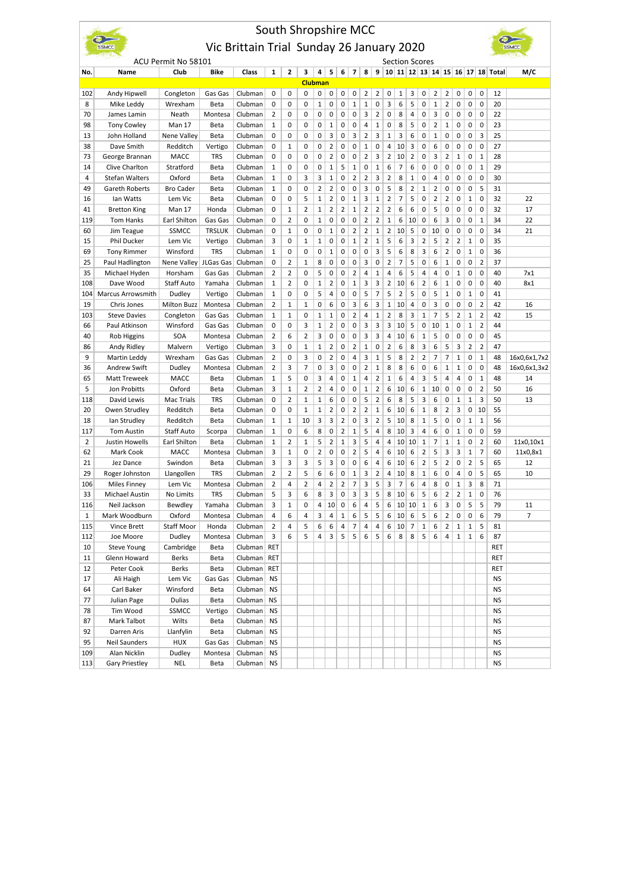# South Shropshire MCC

## Vic Brittain Trial Sunday 26 January 2020

ACU Permit No 58101

Section Scores

| No. | Name | Club | Bike | Class | 1 | 2 | 3 | 4 | 5 | 6 | 7 | 8 | 9 | 10 | 11 | 12 | 13 | 14 | 15 | 16 | 17 | 18 | Total | M/C |
|---|---|---|---|---|---|---|---|---|---|---|---|---|---|---|---|---|---|---|---|---|---|---|---|---|
| | | | | | | | **Clubman** | | | | | | | | | | | | | | | | | |
| 102 | Andy Hipwell | Congleton | Gas Gas | Clubman | 0 | 0 | 0 | 0 | 0 | 0 | 0 | 2 | 2 | 0 | 1 | 3 | 0 | 2 | 2 | 0 | 0 | 0 | 12 | |
| 8 | Mike Leddy | Wrexham | Beta | Clubman | 0 | 0 | 0 | 1 | 0 | 0 | 1 | 1 | 0 | 3 | 6 | 5 | 0 | 1 | 2 | 0 | 0 | 0 | 20 | |
| 70 | James Lamin | Neath | Montesa | Clubman | 2 | 0 | 0 | 0 | 0 | 0 | 0 | 3 | 2 | 0 | 8 | 4 | 0 | 3 | 0 | 0 | 0 | 0 | 22 | |
| 98 | Tony Cowley | Man 17 | Beta | Clubman | 1 | 0 | 0 | 0 | 1 | 0 | 0 | 4 | 1 | 0 | 8 | 5 | 0 | 2 | 1 | 0 | 0 | 0 | 23 | |
| 13 | John Holland | Nene Valley | Beta | Clubman | 0 | 0 | 0 | 0 | 3 | 0 | 3 | 2 | 3 | 1 | 3 | 6 | 0 | 1 | 0 | 0 | 0 | 3 | 25 | |
| 38 | Dave Smith | Redditch | Vertigo | Clubman | 0 | 1 | 0 | 0 | 2 | 0 | 0 | 1 | 0 | 4 | 10 | 3 | 0 | 6 | 0 | 0 | 0 | 0 | 27 | |
| 73 | George Brannan | MACC | TRS | Clubman | 0 | 0 | 0 | 0 | 2 | 0 | 0 | 2 | 3 | 2 | 10 | 2 | 0 | 3 | 2 | 1 | 0 | 1 | 28 | |
| 14 | Clive Charlton | Stratford | Beta | Clubman | 1 | 0 | 0 | 0 | 1 | 5 | 1 | 0 | 1 | 6 | 7 | 6 | 0 | 0 | 0 | 0 | 0 | 1 | 29 | |
| 4 | Stefan Walters | Oxford | Beta | Clubman | 1 | 0 | 3 | 3 | 1 | 0 | 2 | 2 | 3 | 2 | 8 | 1 | 0 | 4 | 0 | 0 | 0 | 0 | 30 | |
| 49 | Gareth Roberts | Bro Cader | Beta | Clubman | 1 | 0 | 0 | 2 | 2 | 0 | 0 | 3 | 0 | 5 | 8 | 2 | 1 | 2 | 0 | 0 | 0 | 5 | 31 | |
| 16 | Ian Watts | Lem Vic | Beta | Clubman | 0 | 0 | 5 | 1 | 2 | 0 | 1 | 3 | 1 | 2 | 7 | 5 | 0 | 2 | 2 | 0 | 1 | 0 | 32 | 22 |
| 41 | Bretton King | Man 17 | Honda | Clubman | 0 | 1 | 2 | 1 | 2 | 2 | 1 | 2 | 2 | 2 | 6 | 6 | 0 | 5 | 0 | 0 | 0 | 0 | 32 | 17 |
| 119 | Tom Hanks | Earl Shilton | Gas Gas | Clubman | 0 | 2 | 0 | 1 | 0 | 0 | 0 | 2 | 2 | 1 | 6 | 10 | 0 | 6 | 3 | 0 | 0 | 1 | 34 | 22 |
| 60 | Jim Teague | SSMCC | TRSLUK | Clubman | 0 | 1 | 0 | 0 | 1 | 0 | 2 | 2 | 1 | 2 | 10 | 5 | 0 | 10 | 0 | 0 | 0 | 0 | 34 | 21 |
| 15 | Phil Ducker | Lem Vic | Vertigo | Clubman | 3 | 0 | 1 | 1 | 0 | 0 | 1 | 2 | 1 | 5 | 6 | 3 | 2 | 5 | 2 | 2 | 1 | 0 | 35 | |
| 69 | Tony Rimmer | Winsford | TRS | Clubman | 1 | 0 | 0 | 0 | 1 | 0 | 0 | 0 | 3 | 5 | 6 | 8 | 3 | 6 | 2 | 0 | 1 | 0 | 36 | |
| 25 | Paul Hadlington | Nene Valley | JLGas Gas | Clubman | 0 | 2 | 1 | 8 | 0 | 0 | 0 | 3 | 0 | 2 | 7 | 5 | 0 | 6 | 1 | 0 | 0 | 2 | 37 | |
| 35 | Michael Hyden | Horsham | Gas Gas | Clubman | 2 | 2 | 0 | 5 | 0 | 0 | 2 | 4 | 1 | 4 | 6 | 5 | 4 | 4 | 0 | 1 | 0 | 0 | 40 | 7x1 |
| 108 | Dave Wood | Staff Auto | Yamaha | Clubman | 1 | 2 | 0 | 1 | 2 | 0 | 1 | 3 | 3 | 2 | 10 | 6 | 2 | 6 | 1 | 0 | 0 | 0 | 40 | 8x1 |
| 104 | Marcus Arrowsmith | Dudley | Vertigo | Clubman | 1 | 0 | 0 | 5 | 4 | 0 | 0 | 5 | 7 | 5 | 2 | 5 | 0 | 5 | 1 | 0 | 1 | 0 | 41 | |
| 19 | Chris Jones | Milton Buzz | Montesa | Clubman | 2 | 1 | 1 | 0 | 6 | 0 | 3 | 6 | 3 | 1 | 10 | 4 | 0 | 3 | 0 | 0 | 0 | 2 | 42 | 16 |
| 103 | Steve Davies | Congleton | Gas Gas | Clubman | 1 | 1 | 0 | 1 | 1 | 0 | 2 | 4 | 1 | 2 | 8 | 3 | 1 | 7 | 5 | 2 | 1 | 2 | 42 | 15 |
| 66 | Paul Atkinson | Winsford | Gas Gas | Clubman | 0 | 0 | 3 | 1 | 2 | 0 | 0 | 3 | 3 | 3 | 10 | 5 | 0 | 10 | 1 | 0 | 1 | 2 | 44 | |
| 40 | Rob Higgins | SOA | Montesa | Clubman | 2 | 6 | 2 | 3 | 0 | 0 | 0 | 3 | 3 | 4 | 10 | 6 | 1 | 5 | 0 | 0 | 0 | 0 | 45 | |
| 86 | Andy Ridley | Malvern | Vertigo | Clubman | 3 | 0 | 1 | 1 | 2 | 0 | 2 | 1 | 0 | 2 | 6 | 8 | 3 | 6 | 5 | 3 | 2 | 2 | 47 | |
| 9 | Martin Leddy | Wrexham | Gas Gas | Clubman | 2 | 0 | 3 | 0 | 2 | 0 | 4 | 3 | 1 | 5 | 8 | 2 | 2 | 7 | 7 | 1 | 0 | 1 | 48 | 16x0,6x1,7x2 |
| 36 | Andrew Swift | Dudley | Montesa | Clubman | 2 | 3 | 7 | 0 | 3 | 0 | 0 | 2 | 1 | 8 | 8 | 6 | 0 | 6 | 1 | 1 | 0 | 0 | 48 | 16x0,6x1,3x2 |
| 65 | Matt Treweek | MACC | Beta | Clubman | 1 | 5 | 0 | 3 | 4 | 0 | 1 | 4 | 2 | 1 | 6 | 4 | 3 | 5 | 4 | 4 | 0 | 1 | 48 | 14 |
| 5 | Jon Probitts | Oxford | Beta | Clubman | 3 | 1 | 2 | 2 | 4 | 0 | 0 | 1 | 2 | 6 | 10 | 6 | 1 | 10 | 0 | 0 | 0 | 2 | 50 | 16 |
| 118 | David Lewis | Mac Trials | TRS | Clubman | 0 | 2 | 1 | 1 | 6 | 0 | 0 | 5 | 2 | 6 | 8 | 5 | 3 | 6 | 0 | 1 | 1 | 3 | 50 | 13 |
| 20 | Owen Strudley | Redditch | Beta | Clubman | 0 | 0 | 1 | 1 | 2 | 0 | 2 | 2 | 1 | 6 | 10 | 6 | 1 | 8 | 2 | 3 | 0 | 10 | 55 | |
| 18 | Ian Strudley | Redditch | Beta | Clubman | 1 | 1 | 10 | 3 | 3 | 2 | 0 | 3 | 2 | 5 | 10 | 8 | 1 | 5 | 0 | 0 | 1 | 1 | 56 | |
| 117 | Tom Austin | Staff Auto | Scorpa | Clubman | 1 | 0 | 6 | 8 | 0 | 2 | 1 | 5 | 4 | 8 | 10 | 3 | 4 | 6 | 0 | 1 | 0 | 0 | 59 | |
| 2 | Justin Howells | Earl Shilton | Beta | Clubman | 1 | 2 | 1 | 5 | 2 | 1 | 3 | 5 | 4 | 4 | 10 | 10 | 1 | 7 | 1 | 1 | 0 | 2 | 60 | 11x0,10x1 |
| 62 | Mark Cook | MACC | Montesa | Clubman | 3 | 1 | 0 | 2 | 0 | 0 | 2 | 5 | 4 | 6 | 10 | 6 | 2 | 5 | 3 | 3 | 1 | 7 | 60 | 11x0,8x1 |
| 21 | Jez Dance | Swindon | Beta | Clubman | 3 | 3 | 3 | 5 | 3 | 0 | 0 | 6 | 4 | 6 | 10 | 6 | 2 | 5 | 2 | 0 | 2 | 5 | 65 | 12 |
| 29 | Roger Johnston | Llangollen | TRS | Clubman | 2 | 2 | 5 | 6 | 6 | 0 | 1 | 3 | 2 | 4 | 10 | 8 | 1 | 6 | 0 | 4 | 0 | 5 | 65 | 10 |
| 106 | Miles Finney | Lem Vic | Montesa | Clubman | 2 | 4 | 2 | 4 | 2 | 2 | 7 | 3 | 5 | 3 | 7 | 6 | 4 | 8 | 0 | 1 | 3 | 8 | 71 | |
| 33 | Michael Austin | No Limits | TRS | Clubman | 5 | 3 | 6 | 8 | 3 | 0 | 3 | 3 | 5 | 8 | 10 | 6 | 5 | 6 | 2 | 2 | 1 | 0 | 76 | |
| 116 | Neil Jackson | Bewdley | Yamaha | Clubman | 3 | 1 | 0 | 4 | 10 | 0 | 6 | 4 | 5 | 6 | 10 | 10 | 1 | 6 | 3 | 0 | 5 | 5 | 79 | 11 |
| 1 | Mark Woodburn | Oxford | Montesa | Clubman | 4 | 6 | 4 | 3 | 4 | 1 | 6 | 5 | 5 | 6 | 10 | 6 | 5 | 6 | 2 | 0 | 0 | 6 | 79 | 7 |
| 115 | Vince Brett | Staff Moor | Honda | Clubman | 2 | 4 | 5 | 6 | 6 | 4 | 7 | 4 | 4 | 6 | 10 | 7 | 1 | 6 | 2 | 1 | 1 | 5 | 81 | |
| 112 | Joe Moore | Dudley | Montesa | Clubman | 3 | 6 | 5 | 4 | 3 | 5 | 5 | 6 | 5 | 6 | 8 | 8 | 5 | 6 | 4 | 1 | 1 | 6 | 87 | |
| 10 | Steve Young | Cambridge | Beta | Clubman | RET | | | | | | | | | | | | | | | | | | RET | |
| 11 | Glenn Howard | Berks | Beta | Clubman | RET | | | | | | | | | | | | | | | | | | RET | |
| 12 | Peter Cook | Berks | Beta | Clubman | RET | | | | | | | | | | | | | | | | | | RET | |
| 17 | Ali Haigh | Lem Vic | Gas Gas | Clubman | NS | | | | | | | | | | | | | | | | | | NS | |
| 64 | Carl Baker | Winsford | Beta | Clubman | NS | | | | | | | | | | | | | | | | | | NS | |
| 77 | Julian Page | Dulias | Beta | Clubman | NS | | | | | | | | | | | | | | | | | | NS | |
| 78 | Tim Wood | SSMCC | Vertigo | Clubman | NS | | | | | | | | | | | | | | | | | | NS | |
| 87 | Mark Talbot | Wilts | Beta | Clubman | NS | | | | | | | | | | | | | | | | | | NS | |
| 92 | Darren Aris | Llanfylin | Beta | Clubman | NS | | | | | | | | | | | | | | | | | | NS | |
| 95 | Neil Saunders | HUX | Gas Gas | Clubman | NS | | | | | | | | | | | | | | | | | | NS | |
| 109 | Alan Nicklin | Dudley | Montesa | Clubman | NS | | | | | | | | | | | | | | | | | | NS | |
| 113 | Gary Priestley | NEL | Beta | Clubman | NS | | | | | | | | | | | | | | | | | | NS | |